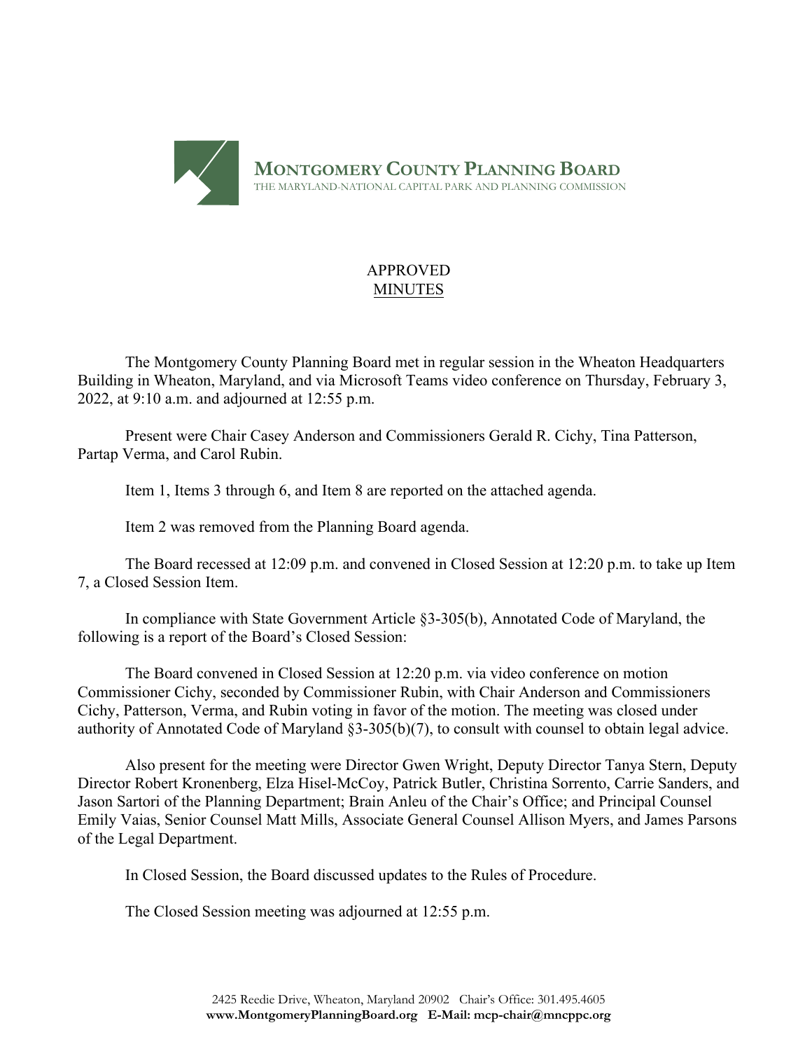**MONTGOMERY COUNTY PLANNING BOARD**
THE MARYLAND-NATIONAL CAPITAL PARK AND PLANNING COMMISSION

APPROVED
MINUTES

The Montgomery County Planning Board met in regular session in the Wheaton Headquarters Building in Wheaton, Maryland, and via Microsoft Teams video conference on Thursday, February 3, 2022, at 9:10 a.m. and adjourned at 12:55 p.m.

Present were Chair Casey Anderson and Commissioners Gerald R. Cichy, Tina Patterson, Partap Verma, and Carol Rubin.

Item 1, Items 3 through 6, and Item 8 are reported on the attached agenda.

Item 2 was removed from the Planning Board agenda.

The Board recessed at 12:09 p.m. and convened in Closed Session at 12:20 p.m. to take up Item 7, a Closed Session Item.

In compliance with State Government Article §3-305(b), Annotated Code of Maryland, the following is a report of the Board's Closed Session:

The Board convened in Closed Session at 12:20 p.m. via video conference on motion Commissioner Cichy, seconded by Commissioner Rubin, with Chair Anderson and Commissioners Cichy, Patterson, Verma, and Rubin voting in favor of the motion. The meeting was closed under authority of Annotated Code of Maryland §3-305(b)(7), to consult with counsel to obtain legal advice.

Also present for the meeting were Director Gwen Wright, Deputy Director Tanya Stern, Deputy Director Robert Kronenberg, Elza Hisel-McCoy, Patrick Butler, Christina Sorrento, Carrie Sanders, and Jason Sartori of the Planning Department; Brain Anleu of the Chair's Office; and Principal Counsel Emily Vaias, Senior Counsel Matt Mills, Associate General Counsel Allison Myers, and James Parsons of the Legal Department.

In Closed Session, the Board discussed updates to the Rules of Procedure.

The Closed Session meeting was adjourned at 12:55 p.m.

2425 Reedie Drive, Wheaton, Maryland 20902 Chair's Office: 301.495.4605
**www.MontgomeryPlanningBoard.org E-Mail: mcp-chair@mncppc.org**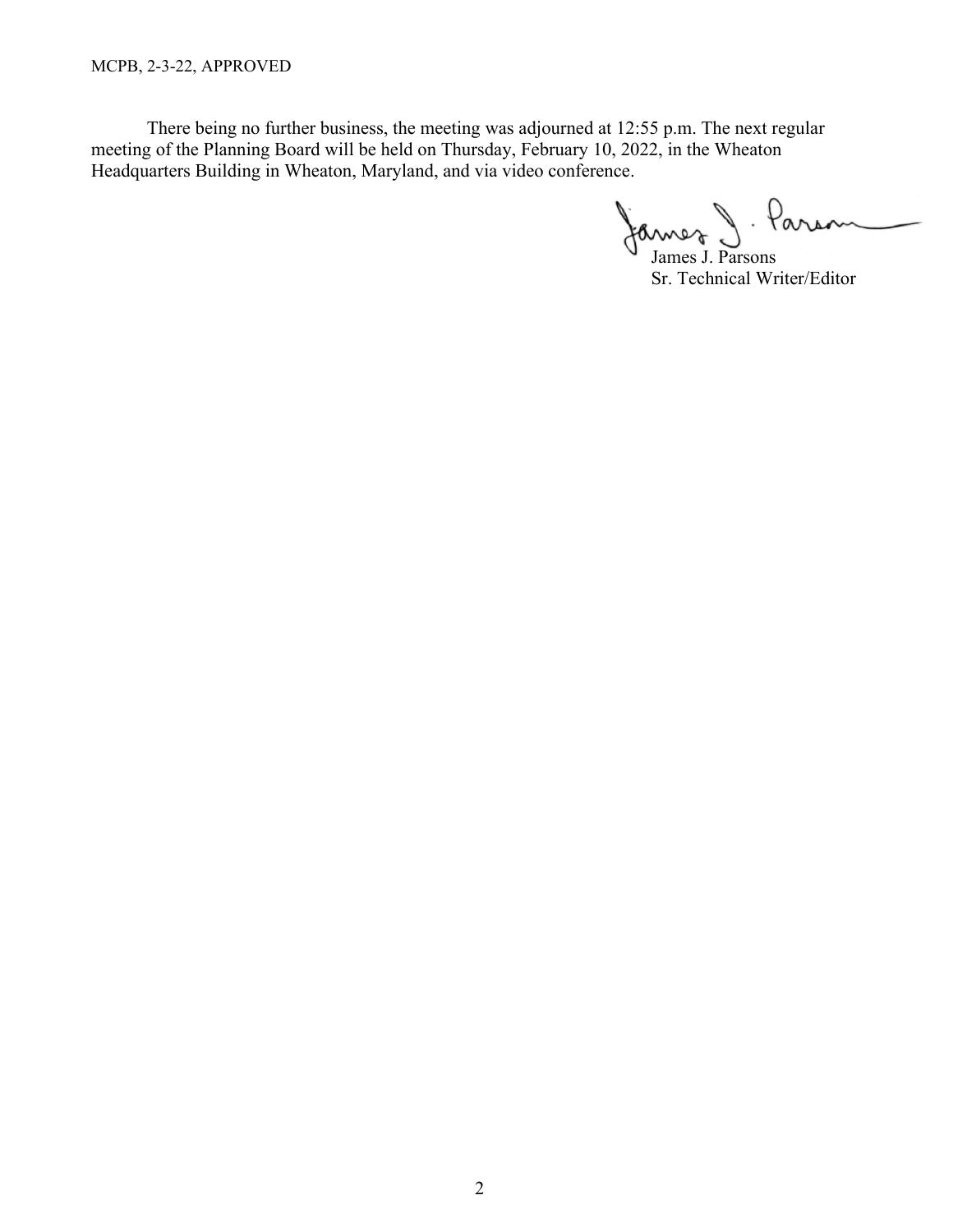There being no further business, the meeting was adjourned at 12:55 p.m. The next regular meeting of the Planning Board will be held on Thursday, February 10, 2022, in the Wheaton Headquarters Building in Wheaton, Maryland, and via video conference.

James J. Parsons
Sr. Technical Writer/Editor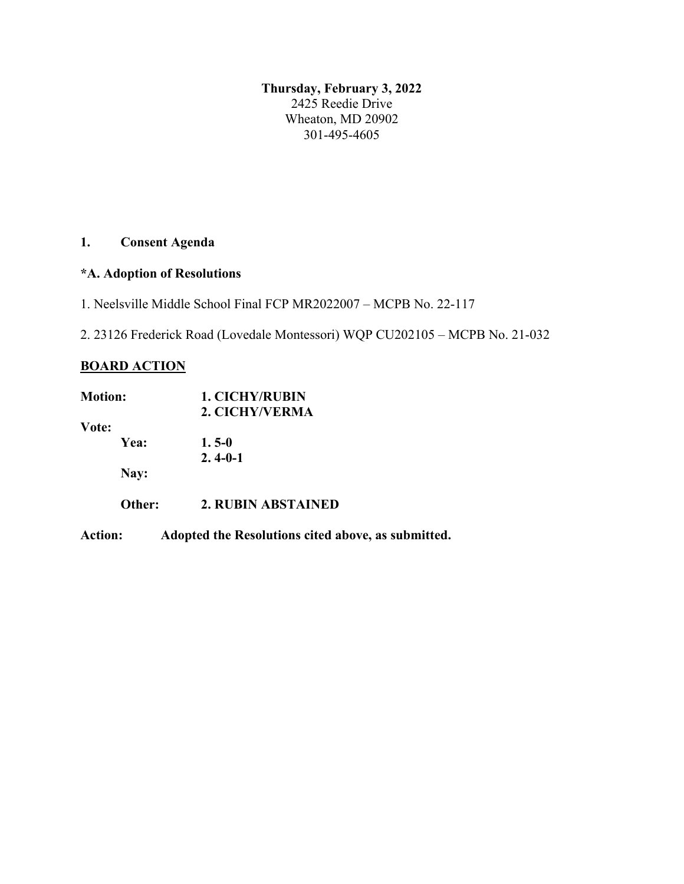**Thursday, February 3, 2022**
2425 Reedie Drive
Wheaton, MD 20902
301-495-4605

**1. Consent Agenda**

**\*A. Adoption of Resolutions**

1. Neelsville Middle School Final FCP MR2022007 – MCPB No. 22-117

2. 23126 Frederick Road (Lovedale Montessori) WQP CU202105 – MCPB No. 21-032

<u>**BOARD ACTION**</u>

**Motion:** **1. CICHY/RUBIN**
**2. CICHY/VERMA**

**Vote:**

**Yea:** **1. 5-0**
**2. 4-0-1**

**Nay:**

**Other:** **2. RUBIN ABSTAINED**

**Action:** **Adopted the Resolutions cited above, as submitted.**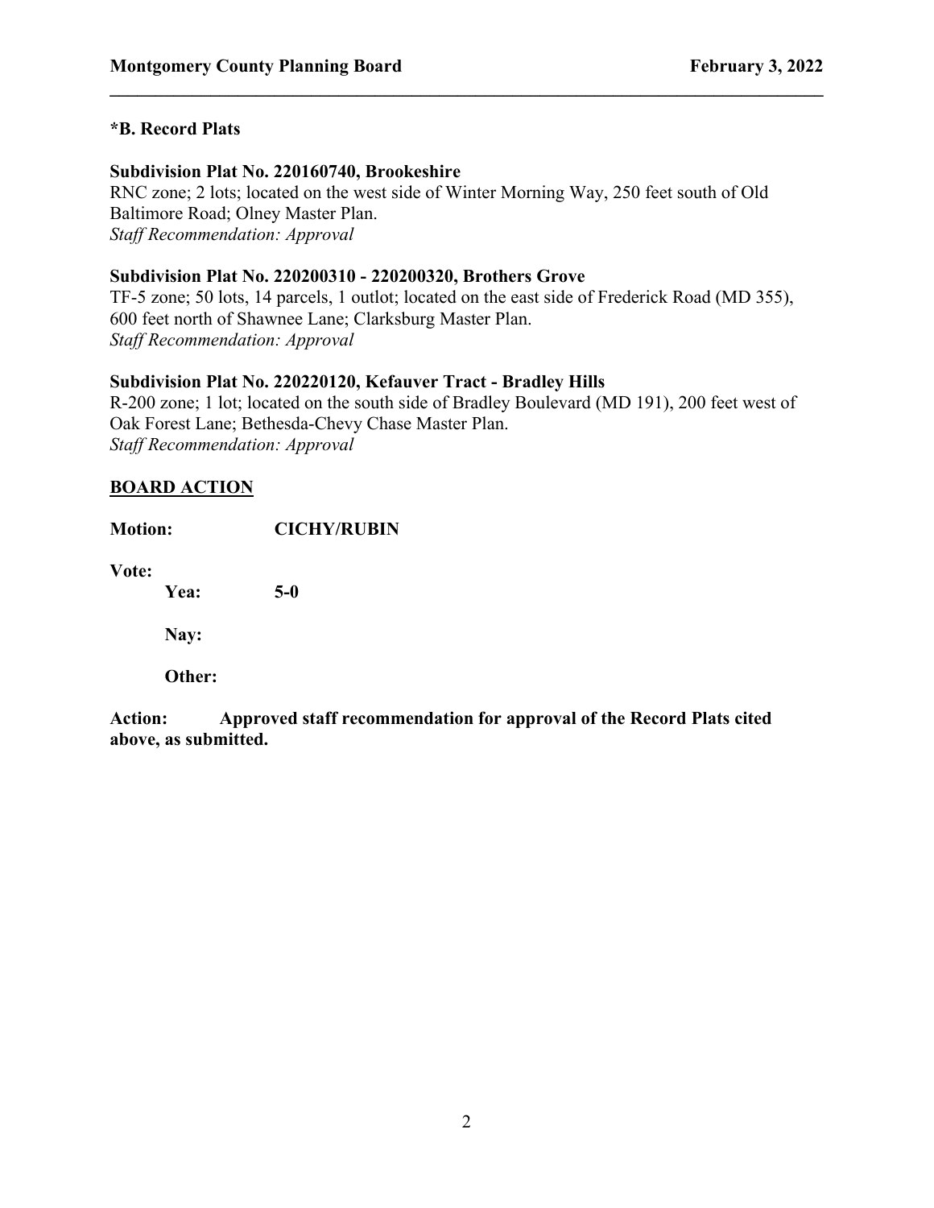### *B. Record Plats

**Subdivision Plat No. 220160740, Brookeshire**
RNC zone; 2 lots; located on the west side of Winter Morning Way, 250 feet south of Old Baltimore Road; Olney Master Plan.
*Staff Recommendation: Approval*

**Subdivision Plat No. 220200310 - 220200320, Brothers Grove**
TF-5 zone; 50 lots, 14 parcels, 1 outlot; located on the east side of Frederick Road (MD 355), 600 feet north of Shawnee Lane; Clarksburg Master Plan.
*Staff Recommendation: Approval*

**Subdivision Plat No. 220220120, Kefauver Tract - Bradley Hills**
R-200 zone; 1 lot; located on the south side of Bradley Boulevard (MD 191), 200 feet west of Oak Forest Lane; Bethesda-Chevy Chase Master Plan.
*Staff Recommendation: Approval*

**BOARD ACTION**

**Motion:** **CICHY/RUBIN**

**Vote:**

**Yea:** **5-0**

**Nay:**

**Other:**

**Action:** **Approved staff recommendation for approval of the Record Plats cited above, as submitted.**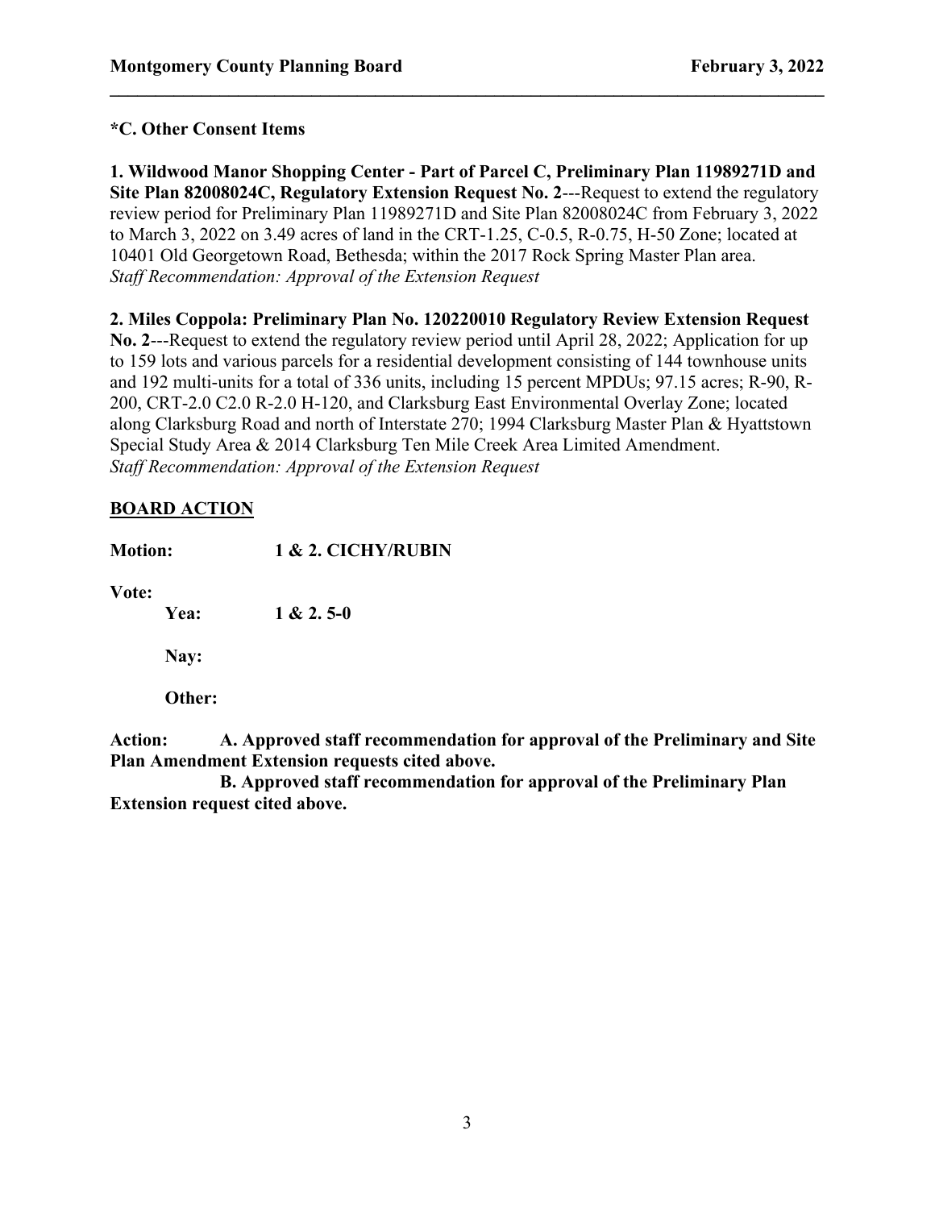**\*C. Other Consent Items**

**1. Wildwood Manor Shopping Center - Part of Parcel C, Preliminary Plan 11989271D and Site Plan 82008024C, Regulatory Extension Request No. 2**---Request to extend the regulatory review period for Preliminary Plan 11989271D and Site Plan 82008024C from February 3, 2022 to March 3, 2022 on 3.49 acres of land in the CRT-1.25, C-0.5, R-0.75, H-50 Zone; located at 10401 Old Georgetown Road, Bethesda; within the 2017 Rock Spring Master Plan area.
*Staff Recommendation: Approval of the Extension Request*

**2. Miles Coppola: Preliminary Plan No. 120220010 Regulatory Review Extension Request No. 2**---Request to extend the regulatory review period until April 28, 2022; Application for up to 159 lots and various parcels for a residential development consisting of 144 townhouse units and 192 multi-units for a total of 336 units, including 15 percent MPDUs; 97.15 acres; R-90, R-200, CRT-2.0 C2.0 R-2.0 H-120, and Clarksburg East Environmental Overlay Zone; located along Clarksburg Road and north of Interstate 270; 1994 Clarksburg Master Plan & Hyattstown Special Study Area & 2014 Clarksburg Ten Mile Creek Area Limited Amendment.
*Staff Recommendation: Approval of the Extension Request*

**<u>BOARD ACTION</u>**

**Motion:** **1 & 2. CICHY/RUBIN**

**Vote:**

**Yea:** **1 & 2. 5-0**

**Nay:**

**Other:**

**Action:** **A. Approved staff recommendation for approval of the Preliminary and Site Plan Amendment Extension requests cited above.**

**B. Approved staff recommendation for approval of the Preliminary Plan Extension request cited above.**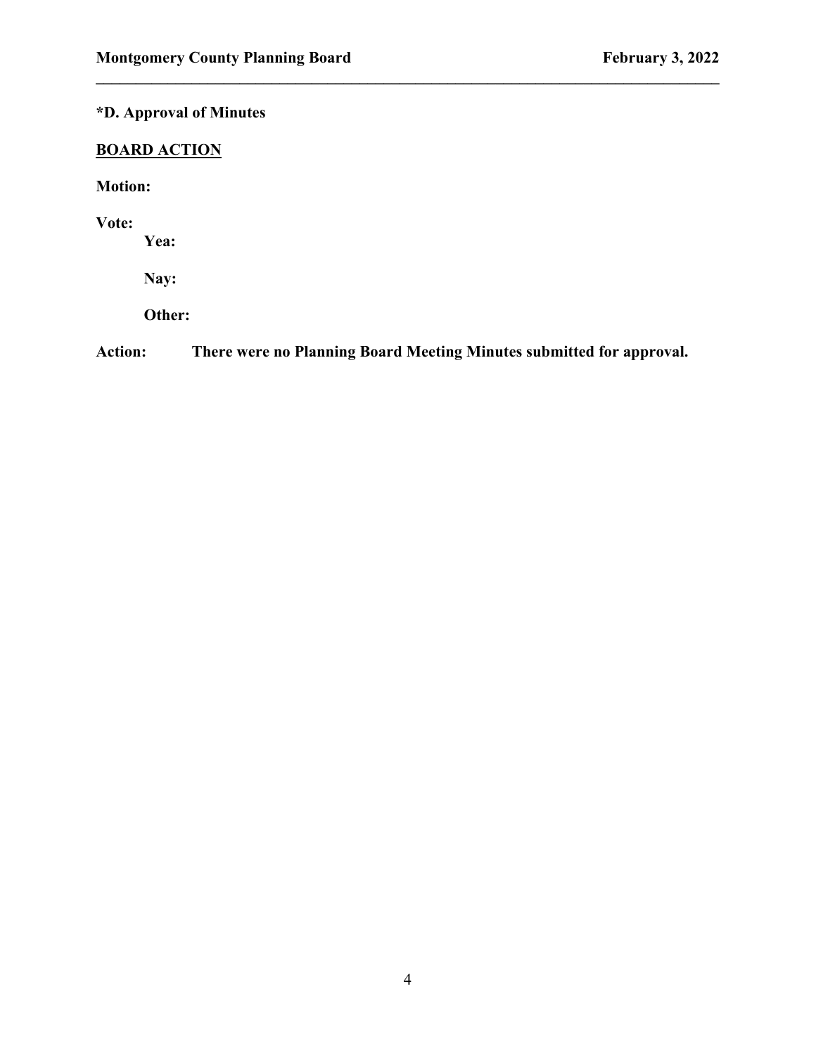**\*D. Approval of Minutes**

**<u>BOARD ACTION</u>**

**Motion:**

**Vote:**

**Yea:**

**Nay:**

**Other:**

**Action:** **There were no Planning Board Meeting Minutes submitted for approval.**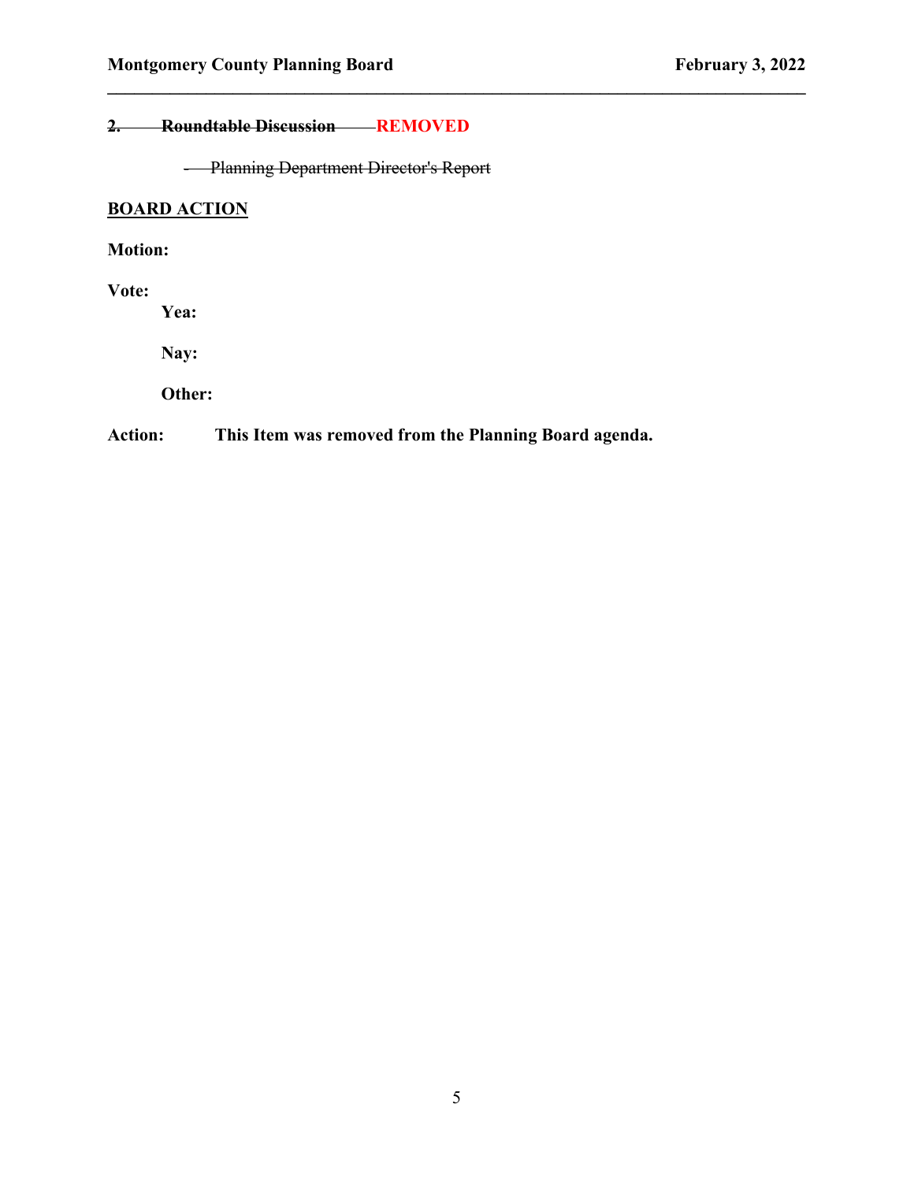## ~~2. Roundtable Discussion~~ REMOVED

- ~~Planning Department Director's Report~~

**BOARD ACTION**

**Motion:**

**Vote:**

**Yea:**

**Nay:**

**Other:**

**Action:** **This Item was removed from the Planning Board agenda.**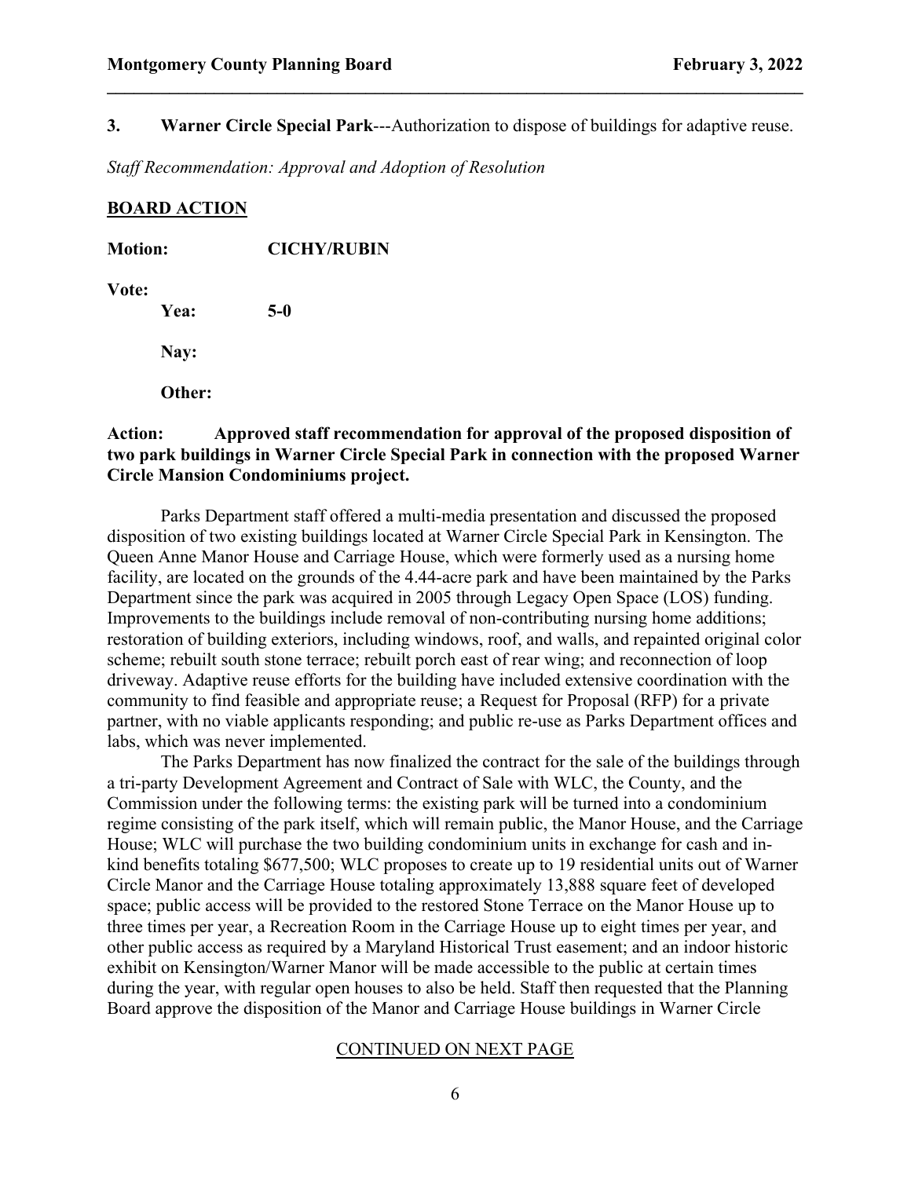**3. Warner Circle Special Park**---Authorization to dispose of buildings for adaptive reuse.

*Staff Recommendation: Approval and Adoption of Resolution*

**BOARD ACTION**

**Motion:** **CICHY/RUBIN**

**Vote:**

**Yea:** **5-0**

**Nay:**

**Other:**

**Action: Approved staff recommendation for approval of the proposed disposition of two park buildings in Warner Circle Special Park in connection with the proposed Warner Circle Mansion Condominiums project.**

Parks Department staff offered a multi-media presentation and discussed the proposed disposition of two existing buildings located at Warner Circle Special Park in Kensington. The Queen Anne Manor House and Carriage House, which were formerly used as a nursing home facility, are located on the grounds of the 4.44-acre park and have been maintained by the Parks Department since the park was acquired in 2005 through Legacy Open Space (LOS) funding. Improvements to the buildings include removal of non-contributing nursing home additions; restoration of building exteriors, including windows, roof, and walls, and repainted original color scheme; rebuilt south stone terrace; rebuilt porch east of rear wing; and reconnection of loop driveway. Adaptive reuse efforts for the building have included extensive coordination with the community to find feasible and appropriate reuse; a Request for Proposal (RFP) for a private partner, with no viable applicants responding; and public re-use as Parks Department offices and labs, which was never implemented.

The Parks Department has now finalized the contract for the sale of the buildings through a tri-party Development Agreement and Contract of Sale with WLC, the County, and the Commission under the following terms: the existing park will be turned into a condominium regime consisting of the park itself, which will remain public, the Manor House, and the Carriage House; WLC will purchase the two building condominium units in exchange for cash and in-kind benefits totaling $677,500; WLC proposes to create up to 19 residential units out of Warner Circle Manor and the Carriage House totaling approximately 13,888 square feet of developed space; public access will be provided to the restored Stone Terrace on the Manor House up to three times per year, a Recreation Room in the Carriage House up to eight times per year, and other public access as required by a Maryland Historical Trust easement; and an indoor historic exhibit on Kensington/Warner Manor will be made accessible to the public at certain times during the year, with regular open houses to also be held. Staff then requested that the Planning Board approve the disposition of the Manor and Carriage House buildings in Warner Circle

CONTINUED ON NEXT PAGE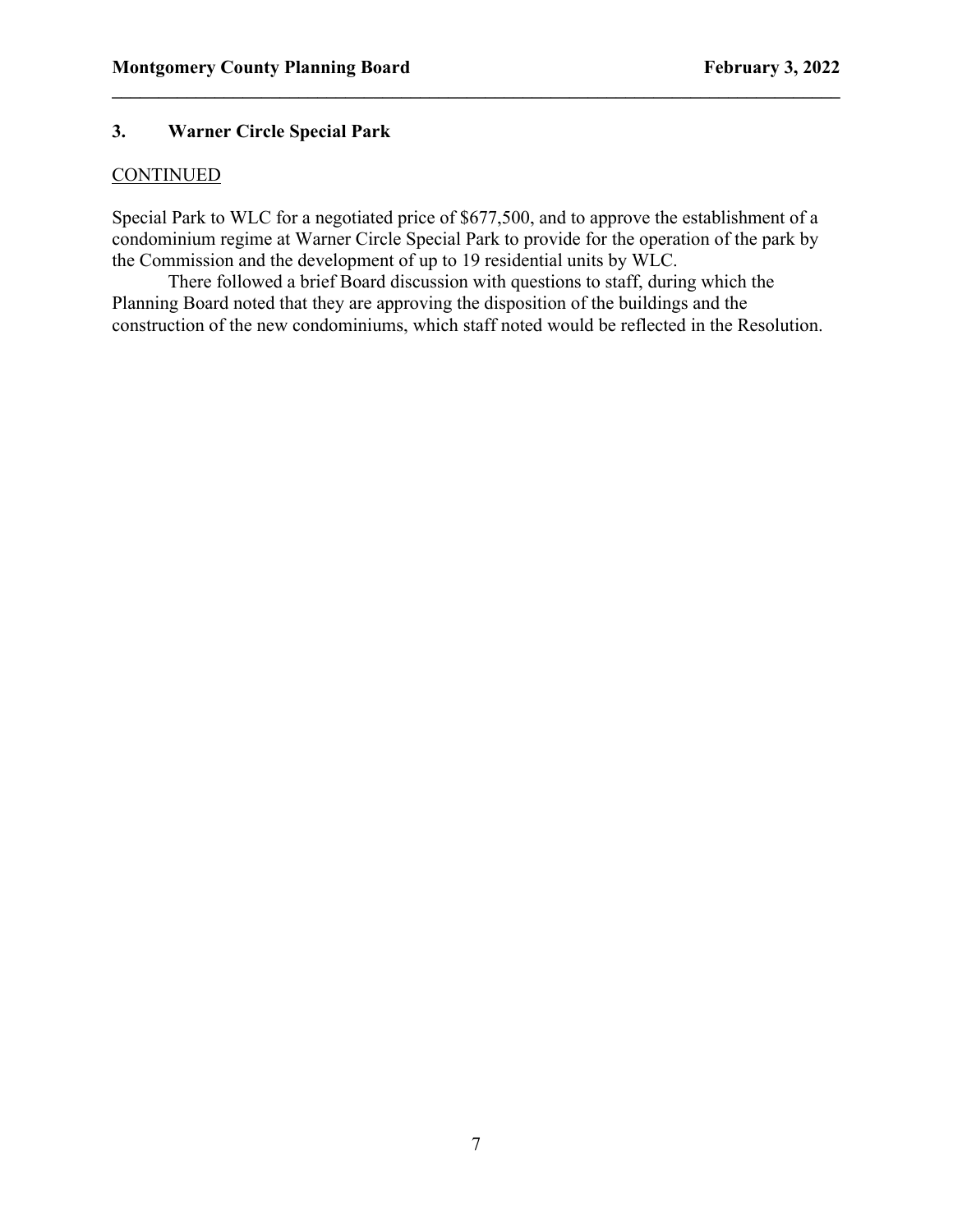### 3. Warner Circle Special Park

<u>CONTINUED</u>

Special Park to WLC for a negotiated price of $677,500, and to approve the establishment of a condominium regime at Warner Circle Special Park to provide for the operation of the park by the Commission and the development of up to 19 residential units by WLC.

There followed a brief Board discussion with questions to staff, during which the Planning Board noted that they are approving the disposition of the buildings and the construction of the new condominiums, which staff noted would be reflected in the Resolution.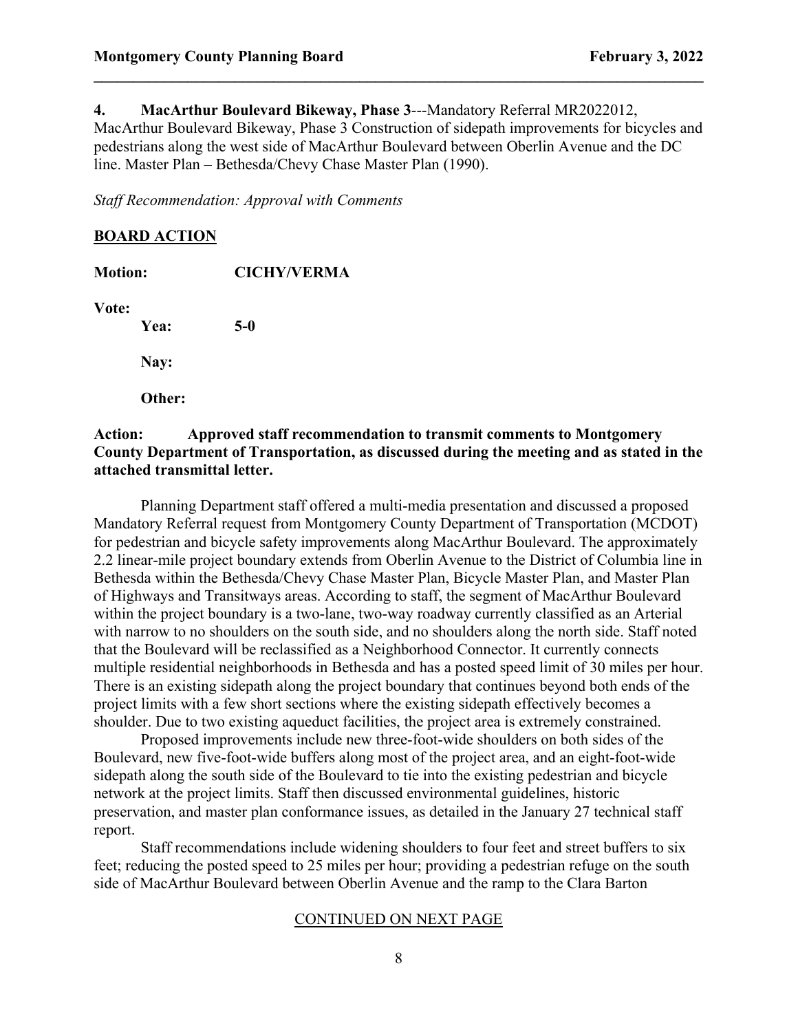**4. MacArthur Boulevard Bikeway, Phase 3**---Mandatory Referral MR2022012, MacArthur Boulevard Bikeway, Phase 3 Construction of sidepath improvements for bicycles and pedestrians along the west side of MacArthur Boulevard between Oberlin Avenue and the DC line. Master Plan – Bethesda/Chevy Chase Master Plan (1990).

*Staff Recommendation: Approval with Comments*

**BOARD ACTION**

**Motion:** **CICHY/VERMA**

**Vote:**

**Yea:** **5-0**

**Nay:**

**Other:**

**Action: Approved staff recommendation to transmit comments to Montgomery County Department of Transportation, as discussed during the meeting and as stated in the attached transmittal letter.**

Planning Department staff offered a multi-media presentation and discussed a proposed Mandatory Referral request from Montgomery County Department of Transportation (MCDOT) for pedestrian and bicycle safety improvements along MacArthur Boulevard. The approximately 2.2 linear-mile project boundary extends from Oberlin Avenue to the District of Columbia line in Bethesda within the Bethesda/Chevy Chase Master Plan, Bicycle Master Plan, and Master Plan of Highways and Transitways areas. According to staff, the segment of MacArthur Boulevard within the project boundary is a two-lane, two-way roadway currently classified as an Arterial with narrow to no shoulders on the south side, and no shoulders along the north side. Staff noted that the Boulevard will be reclassified as a Neighborhood Connector. It currently connects multiple residential neighborhoods in Bethesda and has a posted speed limit of 30 miles per hour. There is an existing sidepath along the project boundary that continues beyond both ends of the project limits with a few short sections where the existing sidepath effectively becomes a shoulder. Due to two existing aqueduct facilities, the project area is extremely constrained.

Proposed improvements include new three-foot-wide shoulders on both sides of the Boulevard, new five-foot-wide buffers along most of the project area, and an eight-foot-wide sidepath along the south side of the Boulevard to tie into the existing pedestrian and bicycle network at the project limits. Staff then discussed environmental guidelines, historic preservation, and master plan conformance issues, as detailed in the January 27 technical staff report.

Staff recommendations include widening shoulders to four feet and street buffers to six feet; reducing the posted speed to 25 miles per hour; providing a pedestrian refuge on the south side of MacArthur Boulevard between Oberlin Avenue and the ramp to the Clara Barton

CONTINUED ON NEXT PAGE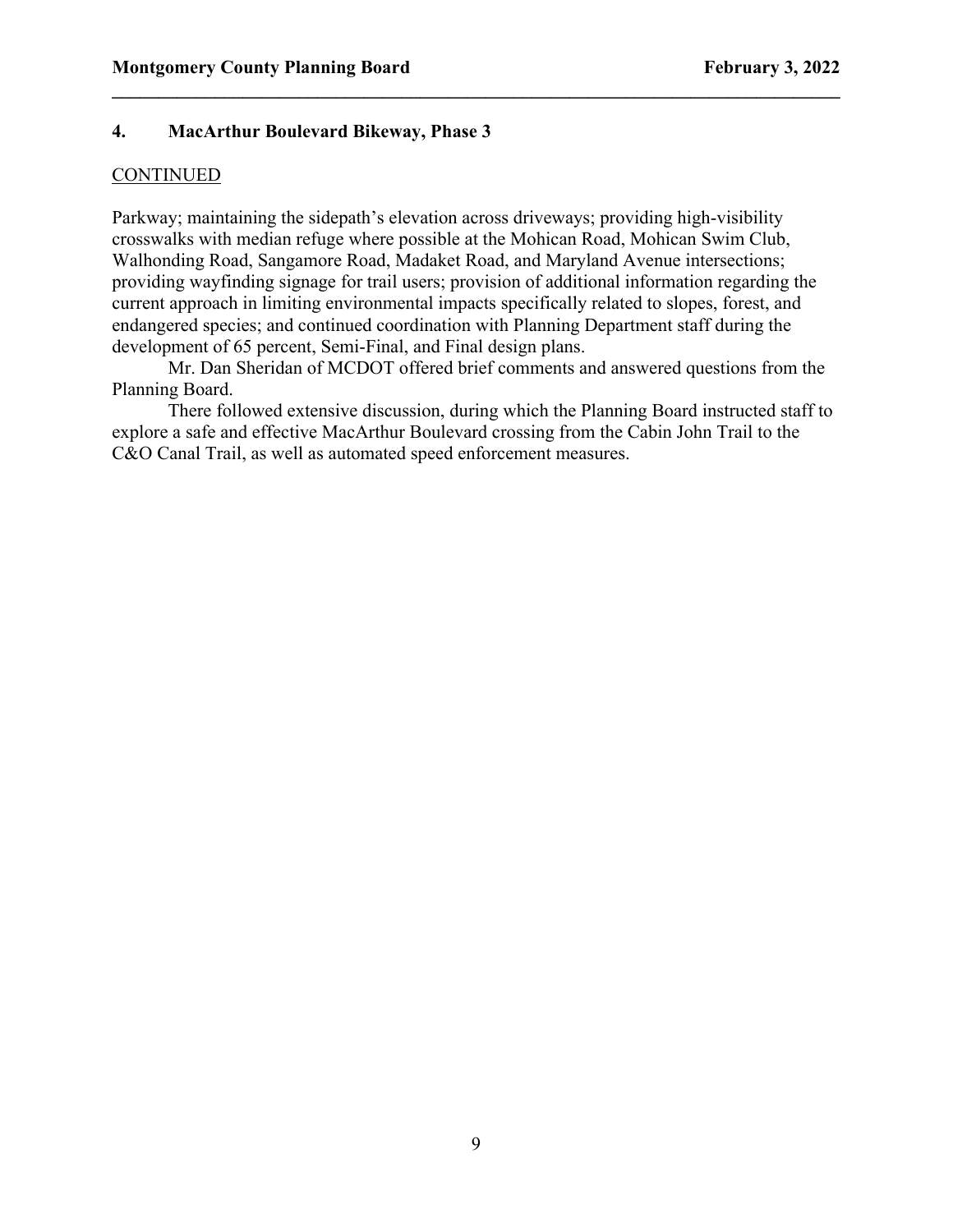## 4. MacArthur Boulevard Bikeway, Phase 3

CONTINUED

Parkway; maintaining the sidepath's elevation across driveways; providing high-visibility crosswalks with median refuge where possible at the Mohican Road, Mohican Swim Club, Walhonding Road, Sangamore Road, Madaket Road, and Maryland Avenue intersections; providing wayfinding signage for trail users; provision of additional information regarding the current approach in limiting environmental impacts specifically related to slopes, forest, and endangered species; and continued coordination with Planning Department staff during the development of 65 percent, Semi-Final, and Final design plans.

Mr. Dan Sheridan of MCDOT offered brief comments and answered questions from the Planning Board.

There followed extensive discussion, during which the Planning Board instructed staff to explore a safe and effective MacArthur Boulevard crossing from the Cabin John Trail to the C&O Canal Trail, as well as automated speed enforcement measures.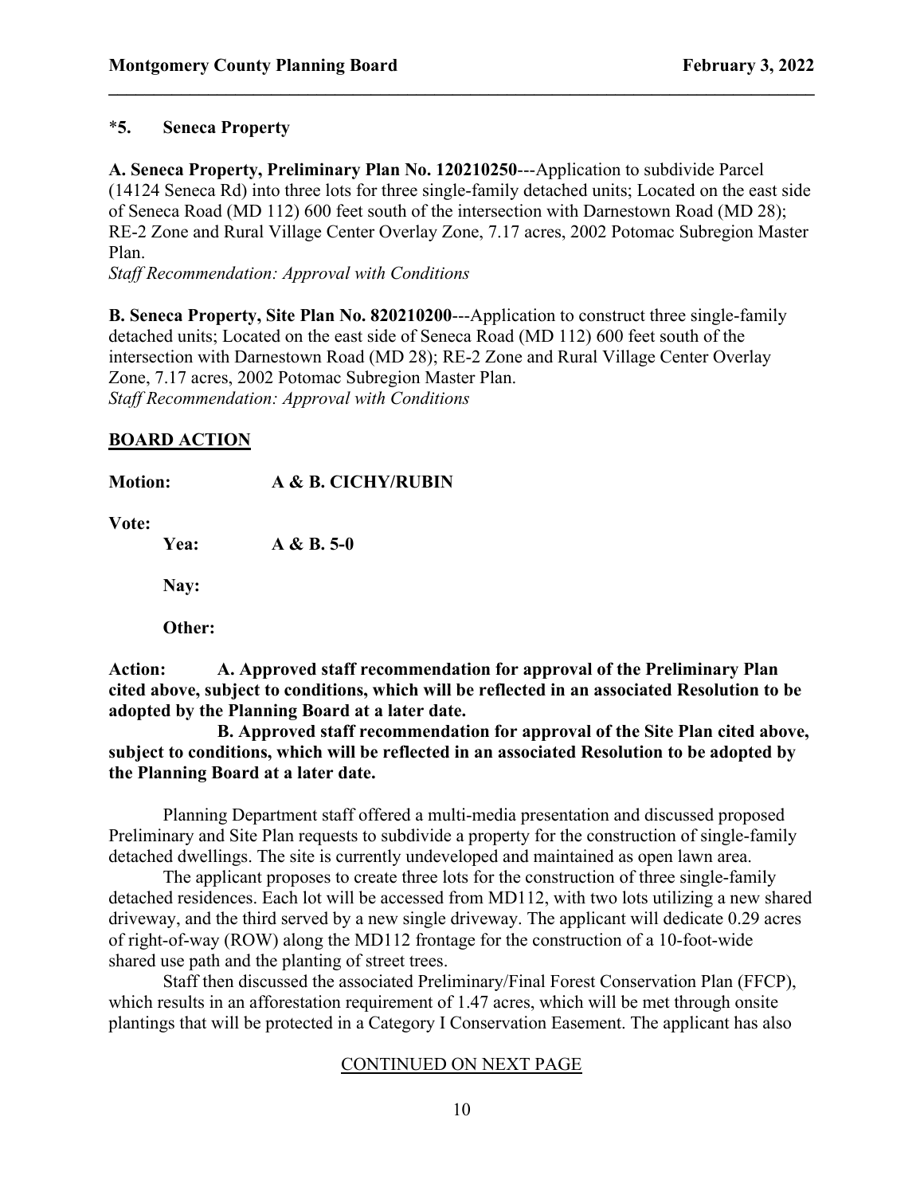**\*5. Seneca Property**

**A. Seneca Property, Preliminary Plan No. 120210250**---Application to subdivide Parcel (14124 Seneca Rd) into three lots for three single-family detached units; Located on the east side of Seneca Road (MD 112) 600 feet south of the intersection with Darnestown Road (MD 28); RE-2 Zone and Rural Village Center Overlay Zone, 7.17 acres, 2002 Potomac Subregion Master Plan.
*Staff Recommendation: Approval with Conditions*

**B. Seneca Property, Site Plan No. 820210200**---Application to construct three single-family detached units; Located on the east side of Seneca Road (MD 112) 600 feet south of the intersection with Darnestown Road (MD 28); RE-2 Zone and Rural Village Center Overlay Zone, 7.17 acres, 2002 Potomac Subregion Master Plan.
*Staff Recommendation: Approval with Conditions*

**BOARD ACTION**

**Motion:** **A & B. CICHY/RUBIN**

**Vote:**

**Yea:** **A & B. 5-0**

**Nay:**

**Other:**

**Action: A. Approved staff recommendation for approval of the Preliminary Plan cited above, subject to conditions, which will be reflected in an associated Resolution to be adopted by the Planning Board at a later date.**

**B. Approved staff recommendation for approval of the Site Plan cited above, subject to conditions, which will be reflected in an associated Resolution to be adopted by the Planning Board at a later date.**

Planning Department staff offered a multi-media presentation and discussed proposed Preliminary and Site Plan requests to subdivide a property for the construction of single-family detached dwellings. The site is currently undeveloped and maintained as open lawn area.

The applicant proposes to create three lots for the construction of three single-family detached residences. Each lot will be accessed from MD112, with two lots utilizing a new shared driveway, and the third served by a new single driveway. The applicant will dedicate 0.29 acres of right-of-way (ROW) along the MD112 frontage for the construction of a 10-foot-wide shared use path and the planting of street trees.

Staff then discussed the associated Preliminary/Final Forest Conservation Plan (FFCP), which results in an afforestation requirement of 1.47 acres, which will be met through onsite plantings that will be protected in a Category I Conservation Easement. The applicant has also

CONTINUED ON NEXT PAGE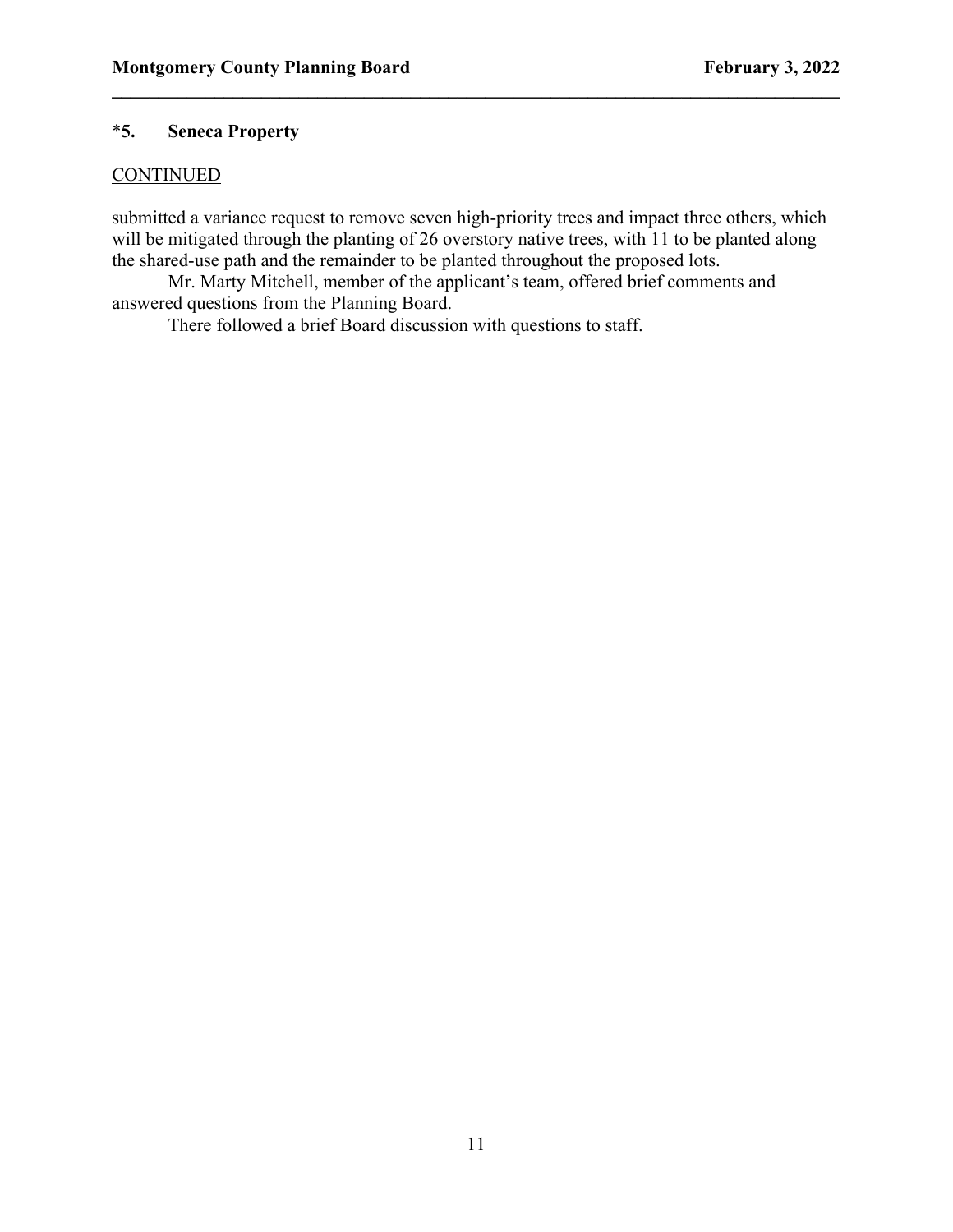## *5. Seneca Property

CONTINUED

submitted a variance request to remove seven high-priority trees and impact three others, which will be mitigated through the planting of 26 overstory native trees, with 11 to be planted along the shared-use path and the remainder to be planted throughout the proposed lots.

Mr. Marty Mitchell, member of the applicant's team, offered brief comments and answered questions from the Planning Board.

There followed a brief Board discussion with questions to staff.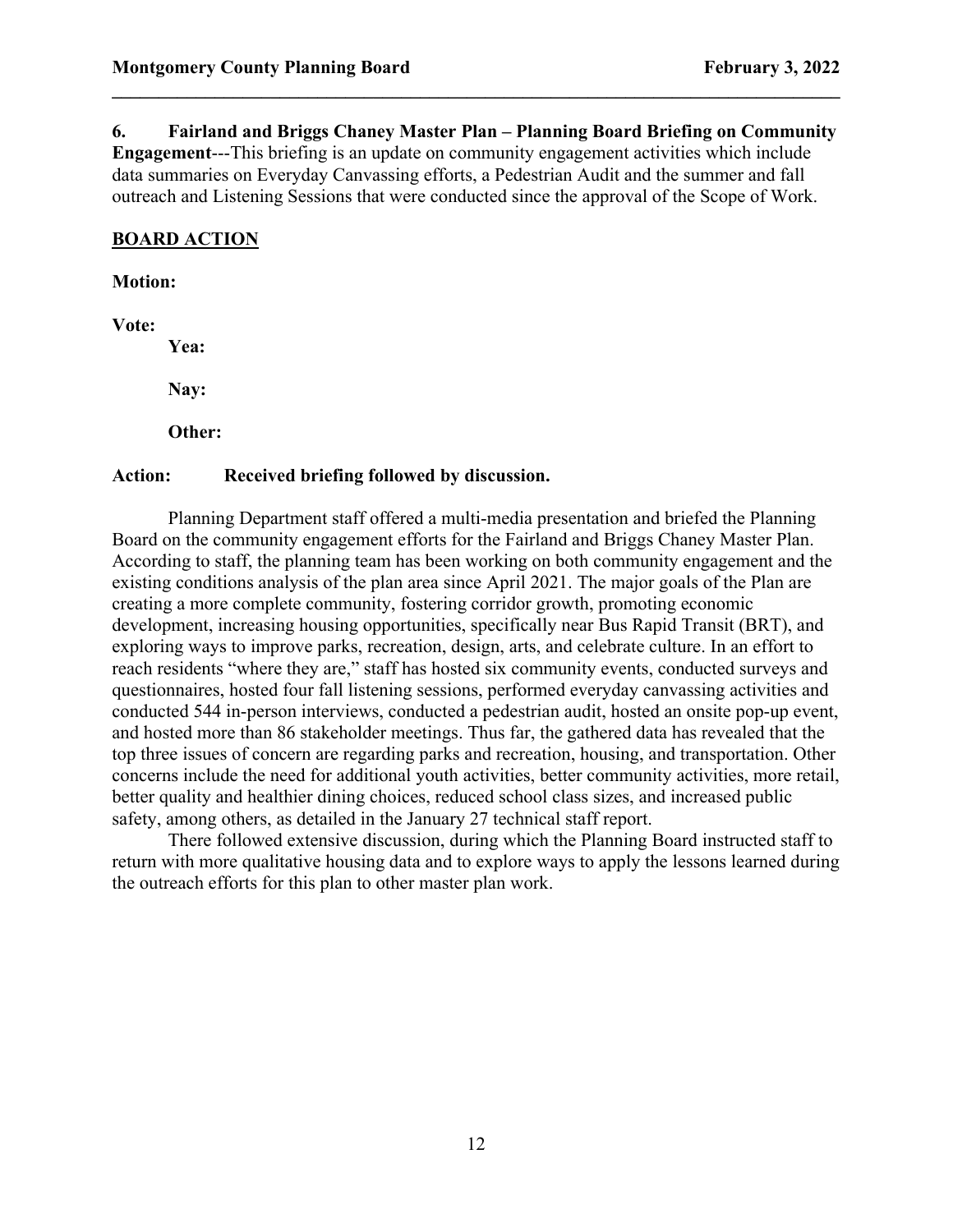**6. Fairland and Briggs Chaney Master Plan – Planning Board Briefing on Community Engagement**---This briefing is an update on community engagement activities which include data summaries on Everyday Canvassing efforts, a Pedestrian Audit and the summer and fall outreach and Listening Sessions that were conducted since the approval of the Scope of Work.

**BOARD ACTION**

**Motion:**

**Vote:**

**Yea:**

**Nay:**

**Other:**

**Action: Received briefing followed by discussion.**

Planning Department staff offered a multi-media presentation and briefed the Planning Board on the community engagement efforts for the Fairland and Briggs Chaney Master Plan. According to staff, the planning team has been working on both community engagement and the existing conditions analysis of the plan area since April 2021. The major goals of the Plan are creating a more complete community, fostering corridor growth, promoting economic development, increasing housing opportunities, specifically near Bus Rapid Transit (BRT), and exploring ways to improve parks, recreation, design, arts, and celebrate culture. In an effort to reach residents "where they are," staff has hosted six community events, conducted surveys and questionnaires, hosted four fall listening sessions, performed everyday canvassing activities and conducted 544 in-person interviews, conducted a pedestrian audit, hosted an onsite pop-up event, and hosted more than 86 stakeholder meetings. Thus far, the gathered data has revealed that the top three issues of concern are regarding parks and recreation, housing, and transportation. Other concerns include the need for additional youth activities, better community activities, more retail, better quality and healthier dining choices, reduced school class sizes, and increased public safety, among others, as detailed in the January 27 technical staff report.

There followed extensive discussion, during which the Planning Board instructed staff to return with more qualitative housing data and to explore ways to apply the lessons learned during the outreach efforts for this plan to other master plan work.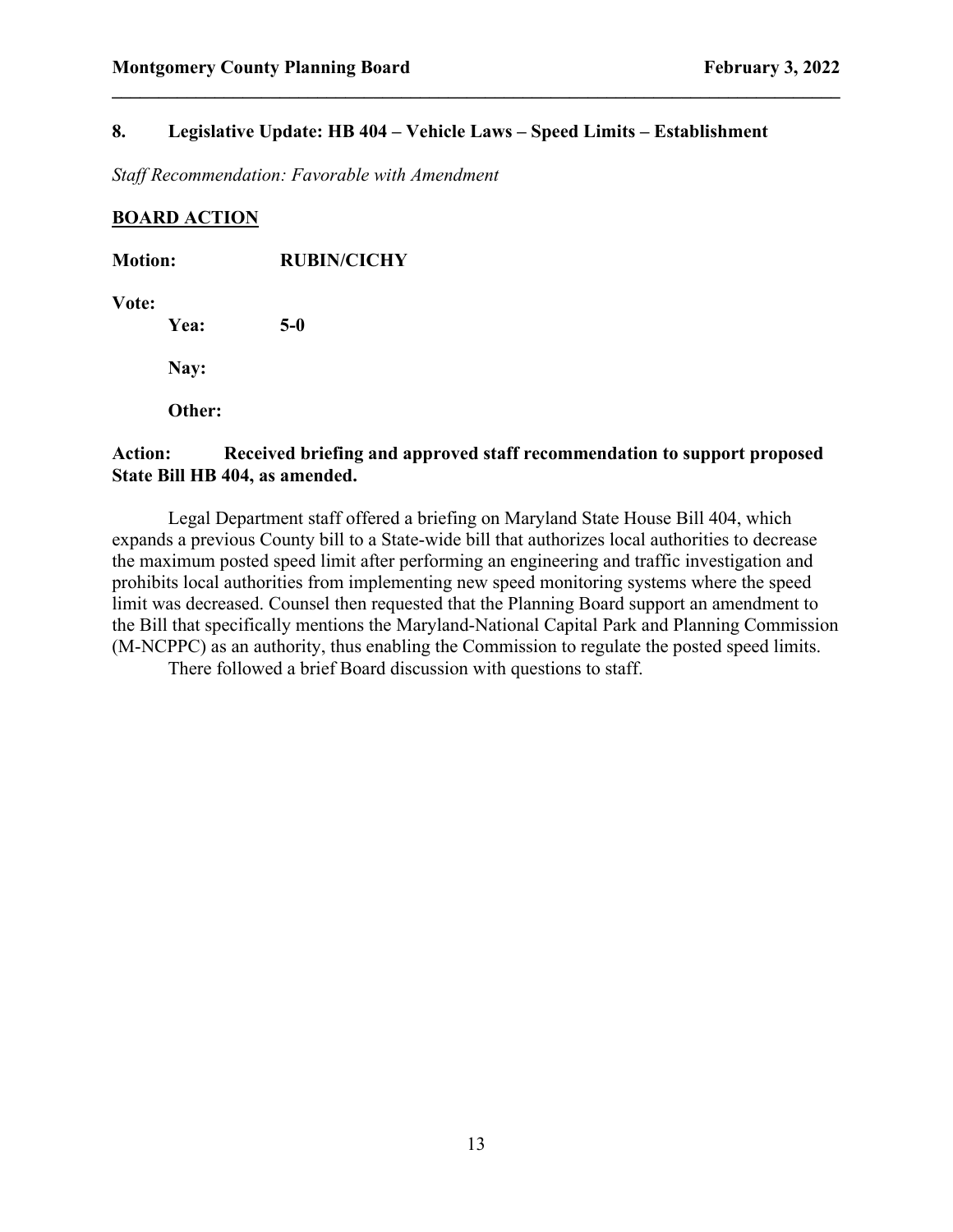## 8. Legislative Update: HB 404 – Vehicle Laws – Speed Limits – Establishment

*Staff Recommendation: Favorable with Amendment*

**BOARD ACTION**

**Motion:** **RUBIN/CICHY**

**Vote:**

**Yea:** **5-0**

**Nay:**

**Other:**

**Action: Received briefing and approved staff recommendation to support proposed State Bill HB 404, as amended.**

Legal Department staff offered a briefing on Maryland State House Bill 404, which expands a previous County bill to a State-wide bill that authorizes local authorities to decrease the maximum posted speed limit after performing an engineering and traffic investigation and prohibits local authorities from implementing new speed monitoring systems where the speed limit was decreased. Counsel then requested that the Planning Board support an amendment to the Bill that specifically mentions the Maryland-National Capital Park and Planning Commission (M-NCPPC) as an authority, thus enabling the Commission to regulate the posted speed limits.

There followed a brief Board discussion with questions to staff.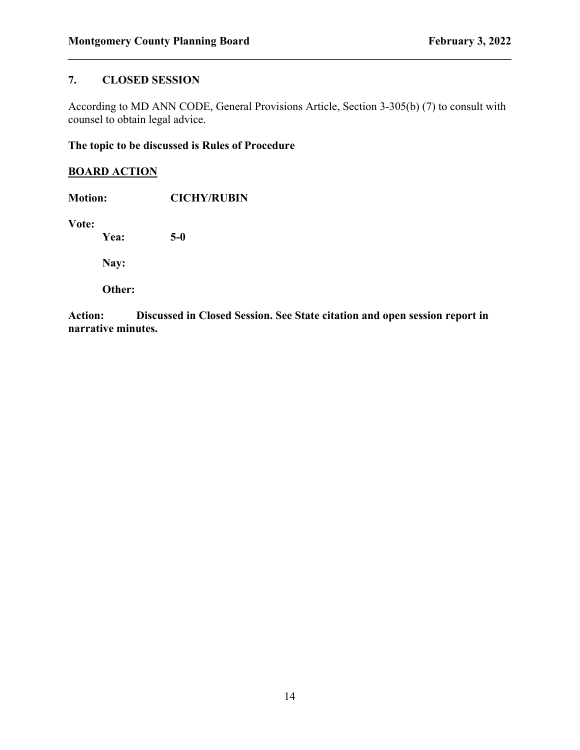## 7. CLOSED SESSION

According to MD ANN CODE, General Provisions Article, Section 3-305(b) (7) to consult with counsel to obtain legal advice.

**The topic to be discussed is Rules of Procedure**

**BOARD ACTION**

**Motion:** **CICHY/RUBIN**

**Vote:**

**Yea:** **5-0**

**Nay:**

**Other:**

**Action:** **Discussed in Closed Session. See State citation and open session report in narrative minutes.**